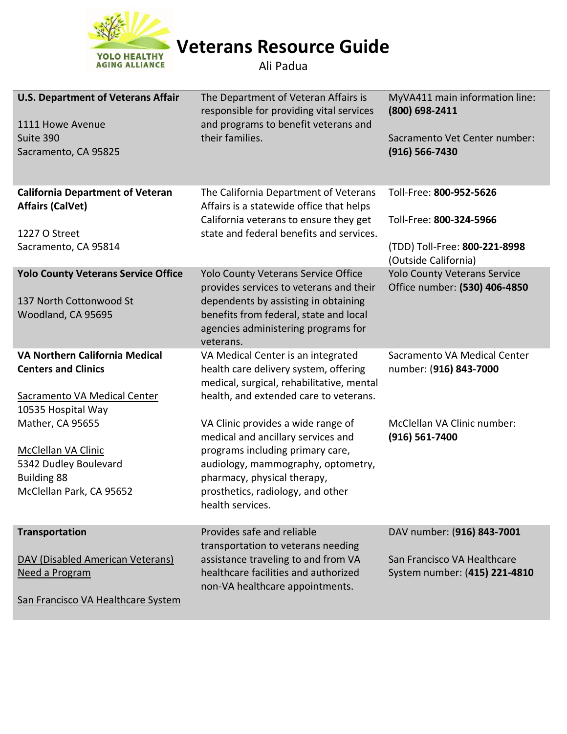# Veterans Resource Guide

Ali Padua

| | | |
|---|---|---|
| **U.S. Department of Veterans Affair**<br><br>1111 Howe Avenue<br>Suite 390<br>Sacramento, CA 95825 | The Department of Veteran Affairs is responsible for providing vital services and programs to benefit veterans and their families. | MyVA411 main information line: **(800) 698-2411**<br><br>Sacramento Vet Center number: **(916) 566-7430** |
| **California Department of Veteran Affairs (CalVet)**<br><br>1227 O Street<br>Sacramento, CA 95814 | The California Department of Veterans Affairs is a statewide office that helps California veterans to ensure they get state and federal benefits and services. | Toll-Free: **800-952-5626**<br><br>Toll-Free: **800-324-5966**<br><br>(TDD) Toll-Free: **800-221-8998** (Outside California) |
| **Yolo County Veterans Service Office**<br><br>137 North Cottonwood St<br>Woodland, CA 95695 | Yolo County Veterans Service Office provides services to veterans and their dependents by assisting in obtaining benefits from federal, state and local agencies administering programs for veterans. | Yolo County Veterans Service Office number: **(530) 406-4850** |
| **VA Northern California Medical Centers and Clinics**<br><br>Sacramento VA Medical Center<br>10535 Hospital Way<br>Mather, CA 95655<br><br>McClellan VA Clinic<br>5342 Dudley Boulevard<br>Building 88<br>McClellan Park, CA 95652 | VA Medical Center is an integrated health care delivery system, offering medical, surgical, rehabilitative, mental health, and extended care to veterans.<br><br>VA Clinic provides a wide range of medical and ancillary services and programs including primary care, audiology, mammography, optometry, pharmacy, physical therapy, prosthetics, radiology, and other health services. | Sacramento VA Medical Center number: (**916) 843-7000**<br><br>McClellan VA Clinic number: **(916) 561-7400** |
| **Transportation**<br><br>DAV (Disabled American Veterans) Need a Program<br><br>San Francisco VA Healthcare System | Provides safe and reliable transportation to veterans needing assistance traveling to and from VA healthcare facilities and authorized non-VA healthcare appointments. | DAV number: (**916) 843-7001**<br><br>San Francisco VA Healthcare System number: (**415) 221-4810** |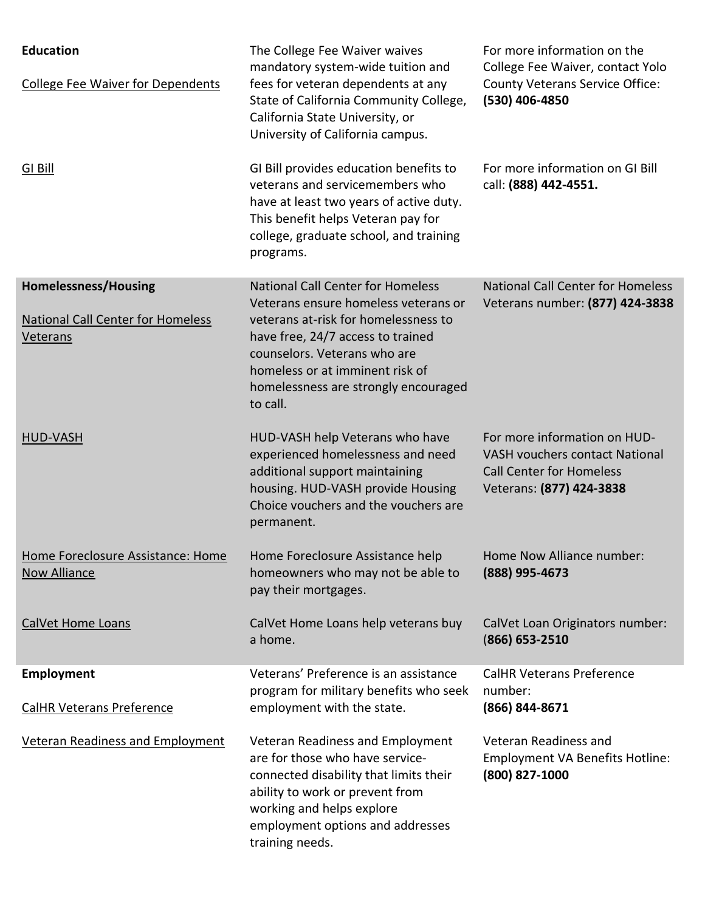| | | |
|---|---|---|
| **Education**<br><br>College Fee Waiver for Dependents | The College Fee Waiver waives mandatory system-wide tuition and fees for veteran dependents at any State of California Community College, California State University, or University of California campus. | For more information on the College Fee Waiver, contact Yolo County Veterans Service Office: **(530) 406-4850** |
| GI Bill | GI Bill provides education benefits to veterans and servicemembers who have at least two years of active duty. This benefit helps Veteran pay for college, graduate school, and training programs. | For more information on GI Bill call: **(888) 442-4551.** |
| **Homelessness/Housing**<br><br>National Call Center for Homeless Veterans | National Call Center for Homeless Veterans ensure homeless veterans or veterans at-risk for homelessness to have free, 24/7 access to trained counselors. Veterans who are homeless or at imminent risk of homelessness are strongly encouraged to call. | National Call Center for Homeless Veterans number: **(877) 424-3838** |
| HUD-VASH | HUD-VASH help Veterans who have experienced homelessness and need additional support maintaining housing. HUD-VASH provide Housing Choice vouchers and the vouchers are permanent. | For more information on HUD-VASH vouchers contact National Call Center for Homeless Veterans: **(877) 424-3838** |
| Home Foreclosure Assistance: Home Now Alliance | Home Foreclosure Assistance help homeowners who may not be able to pay their mortgages. | Home Now Alliance number: **(888) 995-4673** |
| CalVet Home Loans | CalVet Home Loans help veterans buy a home. | CalVet Loan Originators number: (**866) 653-2510** |
| **Employment**<br><br>CalHR Veterans Preference | Veterans' Preference is an assistance program for military benefits who seek employment with the state. | CalHR Veterans Preference number: **(866) 844-8671** |
| Veteran Readiness and Employment | Veteran Readiness and Employment are for those who have service-connected disability that limits their ability to work or prevent from working and helps explore employment options and addresses training needs. | Veteran Readiness and Employment VA Benefits Hotline: **(800) 827-1000** |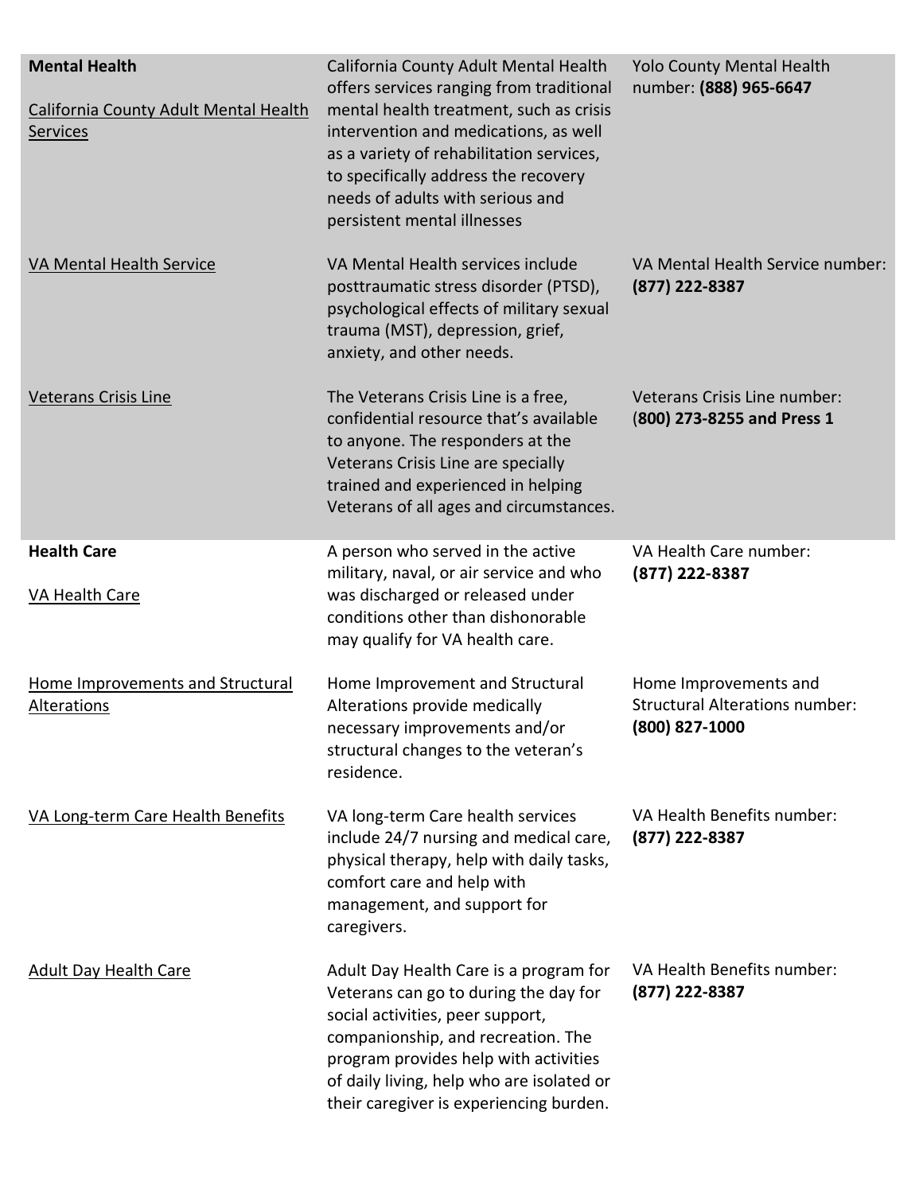| | | |
|---|---|---|
| **Mental Health**<br><br>California County Adult Mental Health Services | California County Adult Mental Health offers services ranging from traditional mental health treatment, such as crisis intervention and medications, as well as a variety of rehabilitation services, to specifically address the recovery needs of adults with serious and persistent mental illnesses | Yolo County Mental Health number: **(888) 965-6647** |
| VA Mental Health Service | VA Mental Health services include posttraumatic stress disorder (PTSD), psychological effects of military sexual trauma (MST), depression, grief, anxiety, and other needs. | VA Mental Health Service number: **(877) 222-8387** |
| Veterans Crisis Line | The Veterans Crisis Line is a free, confidential resource that's available to anyone. The responders at the Veterans Crisis Line are specially trained and experienced in helping Veterans of all ages and circumstances. | Veterans Crisis Line number: (**800) 273-8255 and Press 1** |
| **Health Care**<br><br>VA Health Care | A person who served in the active military, naval, or air service and who was discharged or released under conditions other than dishonorable may qualify for VA health care. | VA Health Care number: **(877) 222-8387** |
| Home Improvements and Structural Alterations | Home Improvement and Structural Alterations provide medically necessary improvements and/or structural changes to the veteran's residence. | Home Improvements and Structural Alterations number: **(800) 827-1000** |
| VA Long-term Care Health Benefits | VA long-term Care health services include 24/7 nursing and medical care, physical therapy, help with daily tasks, comfort care and help with management, and support for caregivers. | VA Health Benefits number: **(877) 222-8387** |
| Adult Day Health Care | Adult Day Health Care is a program for Veterans can go to during the day for social activities, peer support, companionship, and recreation. The program provides help with activities of daily living, help who are isolated or their caregiver is experiencing burden. | VA Health Benefits number: **(877) 222-8387** |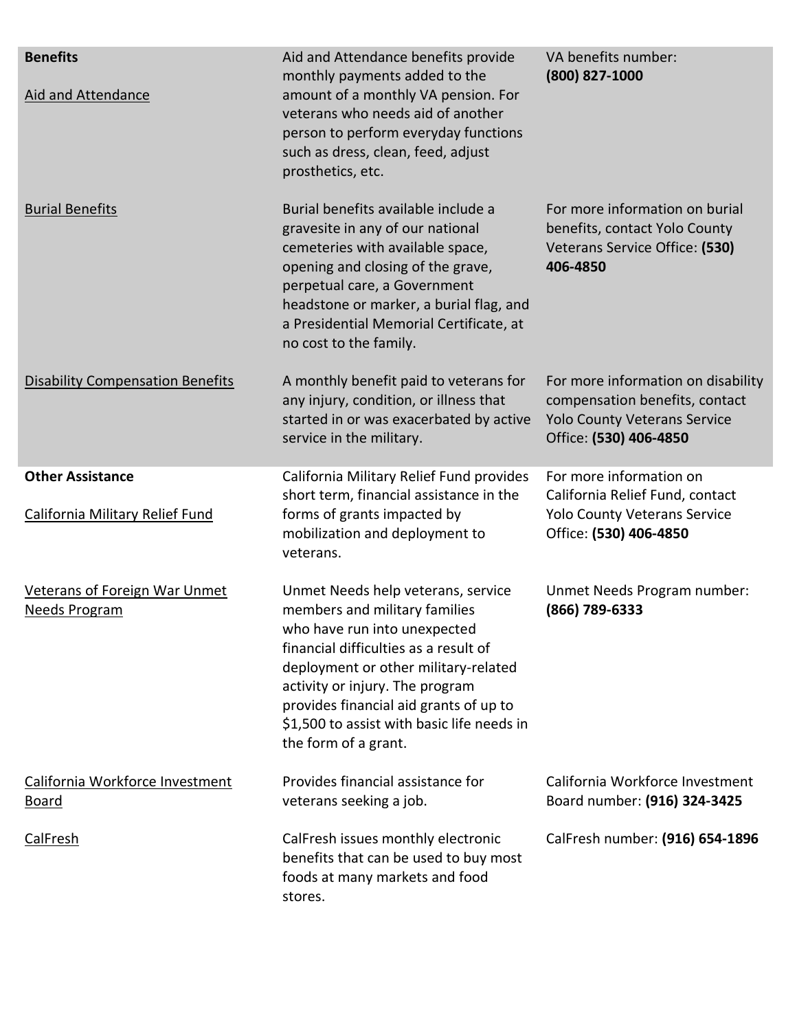| | | |
|---|---|---|
| **Benefits**<br><br>Aid and Attendance | Aid and Attendance benefits provide monthly payments added to the amount of a monthly VA pension. For veterans who needs aid of another person to perform everyday functions such as dress, clean, feed, adjust prosthetics, etc. | VA benefits number: **(800) 827-1000** |
| Burial Benefits | Burial benefits available include a gravesite in any of our national cemeteries with available space, opening and closing of the grave, perpetual care, a Government headstone or marker, a burial flag, and a Presidential Memorial Certificate, at no cost to the family. | For more information on burial benefits, contact Yolo County Veterans Service Office: **(530) 406-4850** |
| Disability Compensation Benefits | A monthly benefit paid to veterans for any injury, condition, or illness that started in or was exacerbated by active service in the military. | For more information on disability compensation benefits, contact Yolo County Veterans Service Office: **(530) 406-4850** |
| **Other Assistance**<br><br>California Military Relief Fund | California Military Relief Fund provides short term, financial assistance in the forms of grants impacted by mobilization and deployment to veterans. | For more information on California Relief Fund, contact Yolo County Veterans Service Office: **(530) 406-4850** |
| Veterans of Foreign War Unmet Needs Program | Unmet Needs help veterans, service members and military families who have run into unexpected financial difficulties as a result of deployment or other military-related activity or injury. The program provides financial aid grants of up to $1,500 to assist with basic life needs in the form of a grant. | Unmet Needs Program number: **(866) 789-6333** |
| California Workforce Investment Board | Provides financial assistance for veterans seeking a job. | California Workforce Investment Board number: **(916) 324-3425** |
| CalFresh | CalFresh issues monthly electronic benefits that can be used to buy most foods at many markets and food stores. | CalFresh number: **(916) 654-1896** |